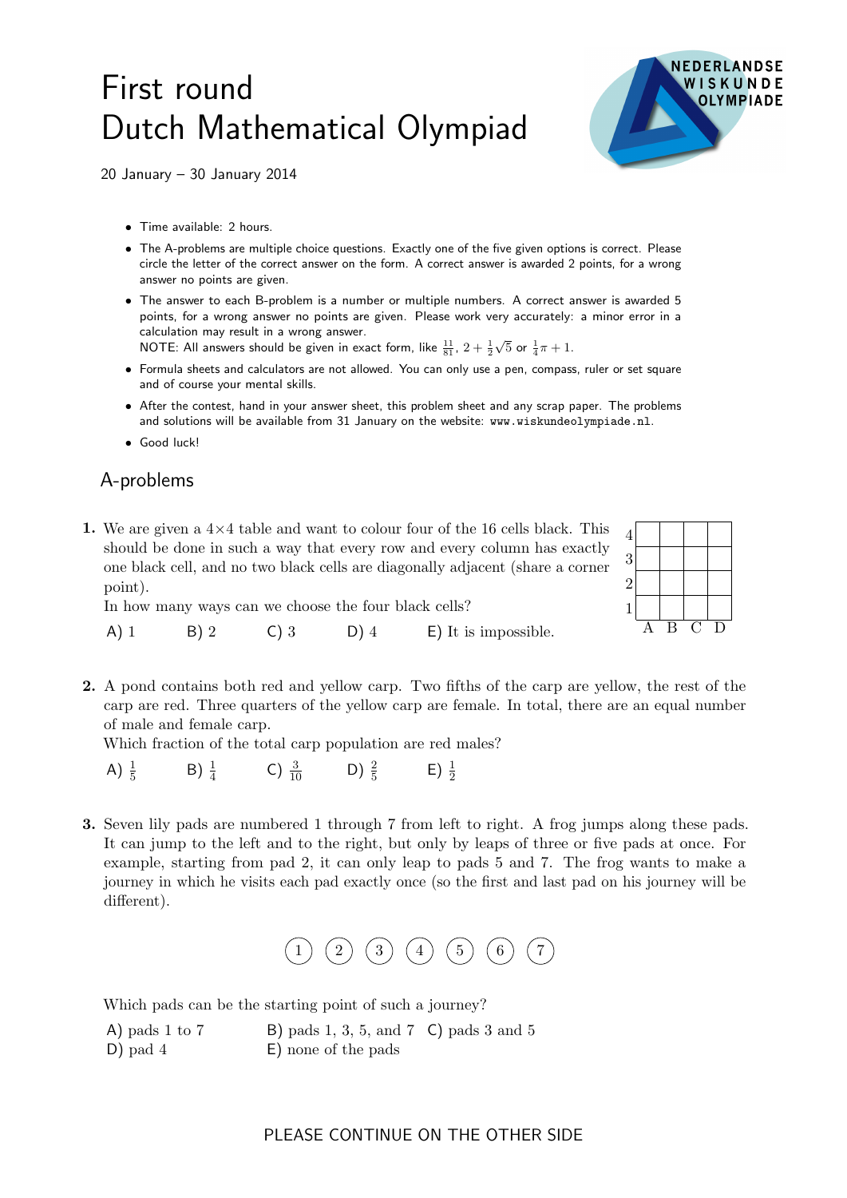# First round
# Dutch Mathematical Olympiad

20 January – 30 January 2014

- Time available: 2 hours.
- The A-problems are multiple choice questions. Exactly one of the five given options is correct. Please circle the letter of the correct answer on the form. A correct answer is awarded 2 points, for a wrong answer no points are given.
- The answer to each B-problem is a number or multiple numbers. A correct answer is awarded 5 points, for a wrong answer no points are given. Please work very accurately: a minor error in a calculation may result in a wrong answer.
  NOTE: All answers should be given in exact form, like $\frac{11}{81}$, $2+\frac{1}{2}\sqrt{5}$ or $\frac{1}{4}\pi+1$.
- Formula sheets and calculators are not allowed. You can only use a pen, compass, ruler or set square and of course your mental skills.
- After the contest, hand in your answer sheet, this problem sheet and any scrap paper. The problems and solutions will be available from 31 January on the website: www.wiskundeolympiade.nl.
- Good luck!

## A-problems

**1.** We are given a 4×4 table and want to colour four of the 16 cells black. This should be done in such a way that every row and every column has exactly one black cell, and no two black cells are diagonally adjacent (share a corner point).
In how many ways can we choose the four black cells?

| | | | | |
|---|---|---|---|---|
| 4 | | | | |
| 3 | | | | |
| 2 | | | | |
| 1 | | | | |
| | A | B | C | D |

A) 1  B) 2  C) 3  D) 4  E) It is impossible.

**2.** A pond contains both red and yellow carp. Two fifths of the carp are yellow, the rest of the carp are red. Three quarters of the yellow carp are female. In total, there are an equal number of male and female carp.
Which fraction of the total carp population are red males?

A) $\frac{1}{5}$  B) $\frac{1}{4}$  C) $\frac{3}{10}$  D) $\frac{2}{5}$  E) $\frac{1}{2}$

**3.** Seven lily pads are numbered 1 through 7 from left to right. A frog jumps along these pads. It can jump to the left and to the right, but only by leaps of three or five pads at once. For example, starting from pad 2, it can only leap to pads 5 and 7. The frog wants to make a journey in which he visits each pad exactly once (so the first and last pad on his journey will be different).

① ② ③ ④ ⑤ ⑥ ⑦

Which pads can be the starting point of such a journey?

A) pads 1 to 7  B) pads 1, 3, 5, and 7  C) pads 3 and 5
D) pad 4  E) none of the pads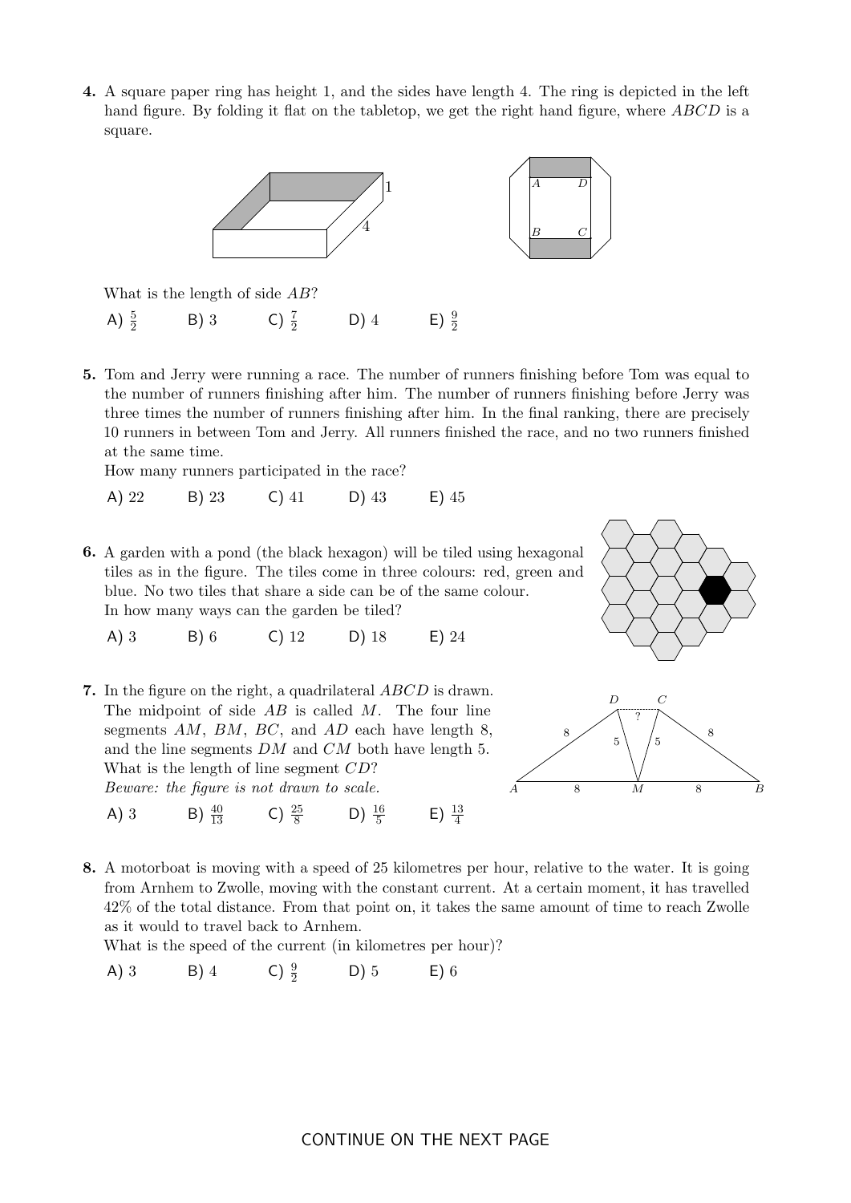**4.** A square paper ring has height 1, and the sides have length 4. The ring is depicted in the left hand figure. By folding it flat on the tabletop, we get the right hand figure, where $ABCD$ is a square.

What is the length of side $AB$?

A) $\frac{5}{2}$ B) 3 C) $\frac{7}{2}$ D) 4 E) $\frac{9}{2}$

**5.** Tom and Jerry were running a race. The number of runners finishing before Tom was equal to the number of runners finishing after him. The number of runners finishing before Jerry was three times the number of runners finishing after him. In the final ranking, there are precisely 10 runners in between Tom and Jerry. All runners finished the race, and no two runners finished at the same time.

How many runners participated in the race?

A) 22 B) 23 C) 41 D) 43 E) 45

**6.** A garden with a pond (the black hexagon) will be tiled using hexagonal tiles as in the figure. The tiles come in three colours: red, green and blue. No two tiles that share a side can be of the same colour.

In how many ways can the garden be tiled?

A) 3 B) 6 C) 12 D) 18 E) 24

**7.** In the figure on the right, a quadrilateral $ABCD$ is drawn. The midpoint of side $AB$ is called $M$. The four line segments $AM$, $BM$, $BC$, and $AD$ each have length 8, and the line segments $DM$ and $CM$ both have length 5. What is the length of line segment $CD$?

*Beware: the figure is not drawn to scale.*

A) 3 B) $\frac{40}{13}$ C) $\frac{25}{8}$ D) $\frac{16}{5}$ E) $\frac{13}{4}$

**8.** A motorboat is moving with a speed of 25 kilometres per hour, relative to the water. It is going from Arnhem to Zwolle, moving with the constant current. At a certain moment, it has travelled 42% of the total distance. From that point on, it takes the same amount of time to reach Zwolle as it would to travel back to Arnhem.

What is the speed of the current (in kilometres per hour)?

A) 3 B) 4 C) $\frac{9}{2}$ D) 5 E) 6

CONTINUE ON THE NEXT PAGE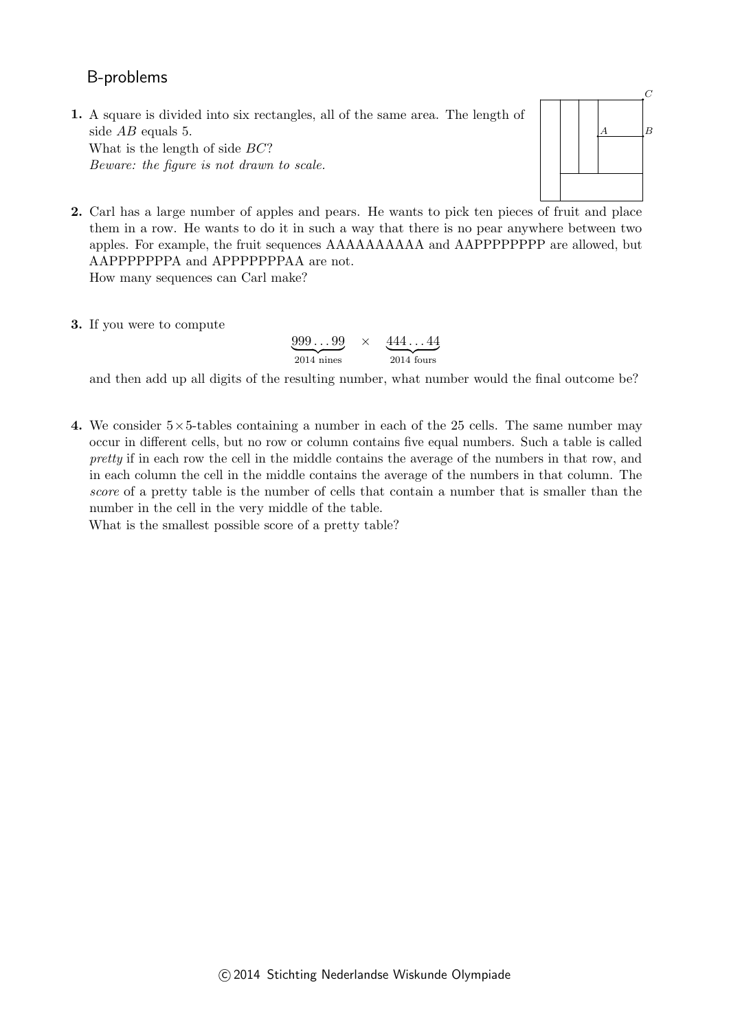## B-problems

**1.** A square is divided into six rectangles, all of the same area. The length of side $AB$ equals 5.
What is the length of side $BC$?
*Beware: the figure is not drawn to scale.*

C
A
B

**2.** Carl has a large number of apples and pears. He wants to pick ten pieces of fruit and place them in a row. He wants to do it in such a way that there is no pear anywhere between two apples. For example, the fruit sequences AAAAAAAAAA and AAPPPPPPPP are allowed, but AAPPPPPPPA and APPPPPPPAA are not.
How many sequences can Carl make?

**3.** If you were to compute

$$\underbrace{999\ldots99}_{2014 \text{ nines}} \times \underbrace{444\ldots44}_{2014 \text{ fours}}$$

and then add up all digits of the resulting number, what number would the final outcome be?

**4.** We consider $5\times5$-tables containing a number in each of the 25 cells. The same number may occur in different cells, but no row or column contains five equal numbers. Such a table is called *pretty* if in each row the cell in the middle contains the average of the numbers in that row, and in each column the cell in the middle contains the average of the numbers in that column. The *score* of a pretty table is the number of cells that contain a number that is smaller than the number in the cell in the very middle of the table.
What is the smallest possible score of a pretty table?

© 2014 Stichting Nederlandse Wiskunde Olympiade